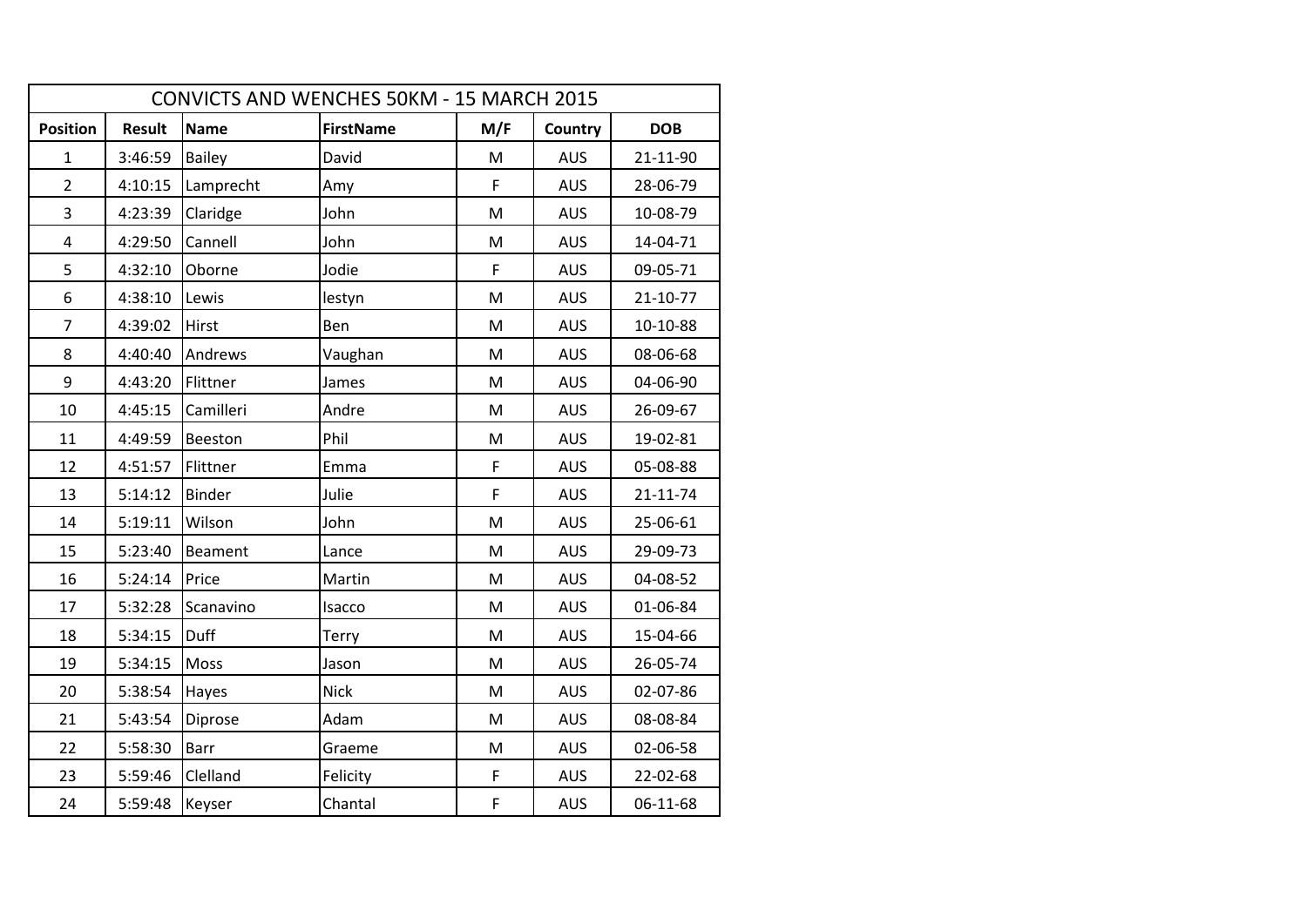| CONVICTS AND WENCHES 50KM - 15 MARCH 2015 | | | | | | |
|---|---|---|---|---|---|---|
| **Position** | **Result** | **Name** | **FirstName** | **M/F** | **Country** | **DOB** |
| 1 | 3:46:59 | Bailey | David | M | AUS | 21-11-90 |
| 2 | 4:10:15 | Lamprecht | Amy | F | AUS | 28-06-79 |
| 3 | 4:23:39 | Claridge | John | M | AUS | 10-08-79 |
| 4 | 4:29:50 | Cannell | John | M | AUS | 14-04-71 |
| 5 | 4:32:10 | Oborne | Jodie | F | AUS | 09-05-71 |
| 6 | 4:38:10 | Lewis | Iestyn | M | AUS | 21-10-77 |
| 7 | 4:39:02 | Hirst | Ben | M | AUS | 10-10-88 |
| 8 | 4:40:40 | Andrews | Vaughan | M | AUS | 08-06-68 |
| 9 | 4:43:20 | Flittner | James | M | AUS | 04-06-90 |
| 10 | 4:45:15 | Camilleri | Andre | M | AUS | 26-09-67 |
| 11 | 4:49:59 | Beeston | Phil | M | AUS | 19-02-81 |
| 12 | 4:51:57 | Flittner | Emma | F | AUS | 05-08-88 |
| 13 | 5:14:12 | Binder | Julie | F | AUS | 21-11-74 |
| 14 | 5:19:11 | Wilson | John | M | AUS | 25-06-61 |
| 15 | 5:23:40 | Beament | Lance | M | AUS | 29-09-73 |
| 16 | 5:24:14 | Price | Martin | M | AUS | 04-08-52 |
| 17 | 5:32:28 | Scanavino | Isacco | M | AUS | 01-06-84 |
| 18 | 5:34:15 | Duff | Terry | M | AUS | 15-04-66 |
| 19 | 5:34:15 | Moss | Jason | M | AUS | 26-05-74 |
| 20 | 5:38:54 | Hayes | Nick | M | AUS | 02-07-86 |
| 21 | 5:43:54 | Diprose | Adam | M | AUS | 08-08-84 |
| 22 | 5:58:30 | Barr | Graeme | M | AUS | 02-06-58 |
| 23 | 5:59:46 | Clelland | Felicity | F | AUS | 22-02-68 |
| 24 | 5:59:48 | Keyser | Chantal | F | AUS | 06-11-68 |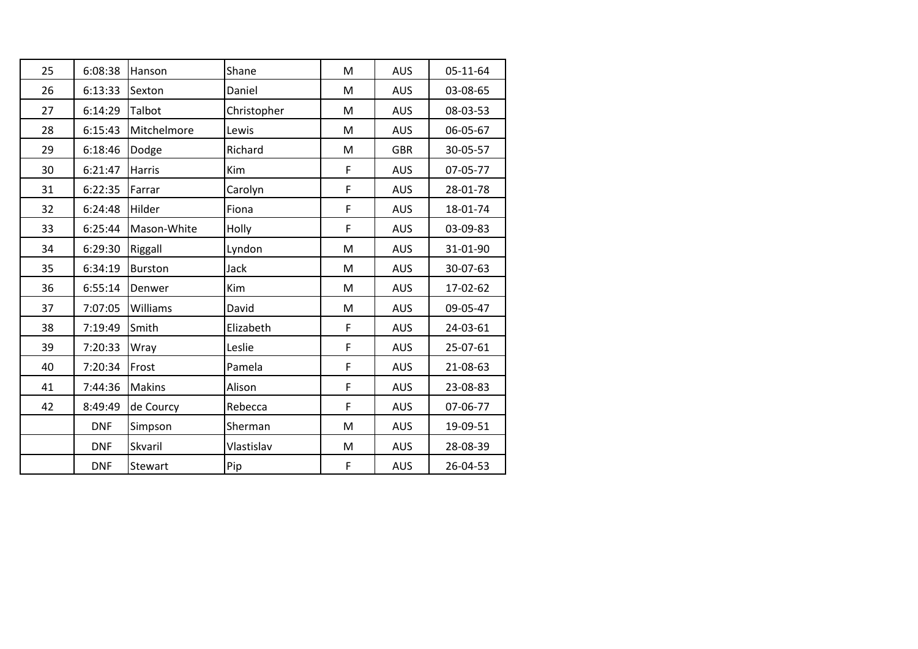| | | | | | | |
|---|---|---|---|---|---|---|
| 25 | 6:08:38 | Hanson | Shane | M | AUS | 05-11-64 |
| 26 | 6:13:33 | Sexton | Daniel | M | AUS | 03-08-65 |
| 27 | 6:14:29 | Talbot | Christopher | M | AUS | 08-03-53 |
| 28 | 6:15:43 | Mitchelmore | Lewis | M | AUS | 06-05-67 |
| 29 | 6:18:46 | Dodge | Richard | M | GBR | 30-05-57 |
| 30 | 6:21:47 | Harris | Kim | F | AUS | 07-05-77 |
| 31 | 6:22:35 | Farrar | Carolyn | F | AUS | 28-01-78 |
| 32 | 6:24:48 | Hilder | Fiona | F | AUS | 18-01-74 |
| 33 | 6:25:44 | Mason-White | Holly | F | AUS | 03-09-83 |
| 34 | 6:29:30 | Riggall | Lyndon | M | AUS | 31-01-90 |
| 35 | 6:34:19 | Burston | Jack | M | AUS | 30-07-63 |
| 36 | 6:55:14 | Denwer | Kim | M | AUS | 17-02-62 |
| 37 | 7:07:05 | Williams | David | M | AUS | 09-05-47 |
| 38 | 7:19:49 | Smith | Elizabeth | F | AUS | 24-03-61 |
| 39 | 7:20:33 | Wray | Leslie | F | AUS | 25-07-61 |
| 40 | 7:20:34 | Frost | Pamela | F | AUS | 21-08-63 |
| 41 | 7:44:36 | Makins | Alison | F | AUS | 23-08-83 |
| 42 | 8:49:49 | de Courcy | Rebecca | F | AUS | 07-06-77 |
| | DNF | Simpson | Sherman | M | AUS | 19-09-51 |
| | DNF | Skvaril | Vlastislav | M | AUS | 28-08-39 |
| | DNF | Stewart | Pip | F | AUS | 26-04-53 |